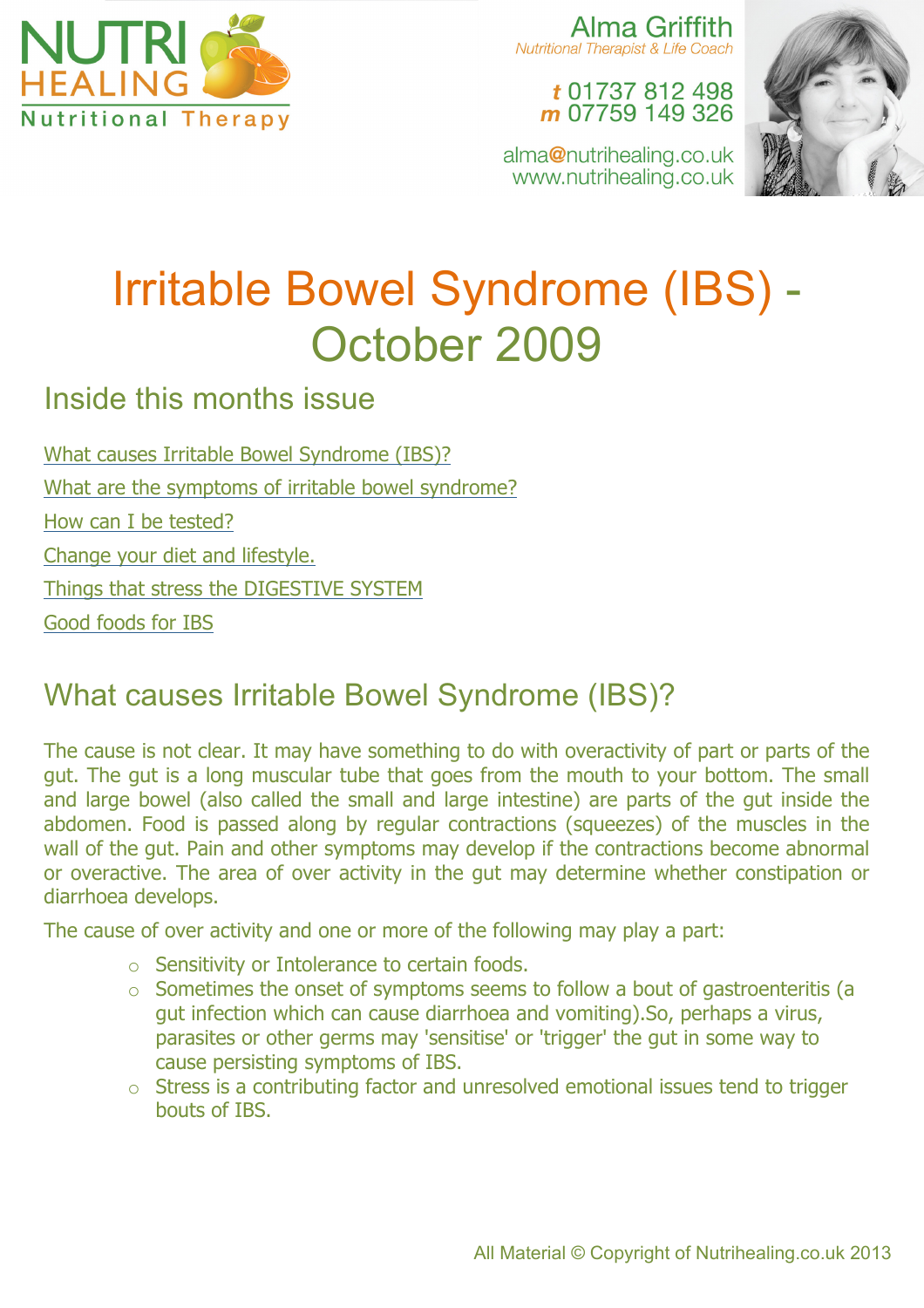NUTRI HEALING
Nutritional Therapy

Alma Griffith
*Nutritional Therapist & Life Coach*

**t** 01737 812 498
**m** 07759 149 326

alma@nutrihealing.co.uk
www.nutrihealing.co.uk

# Irritable Bowel Syndrome (IBS) - October 2009

## Inside this months issue

[What causes Irritable Bowel Syndrome (IBS)?](#)

[What are the symptoms of irritable bowel syndrome?](#)

[How can I be tested?](#)

[Change your diet and lifestyle.](#)

[Things that stress the DIGESTIVE SYSTEM](#)

[Good foods for IBS](#)

## What causes Irritable Bowel Syndrome (IBS)?

The cause is not clear. It may have something to do with overactivity of part or parts of the gut. The gut is a long muscular tube that goes from the mouth to your bottom. The small and large bowel (also called the small and large intestine) are parts of the gut inside the abdomen. Food is passed along by regular contractions (squeezes) of the muscles in the wall of the gut. Pain and other symptoms may develop if the contractions become abnormal or overactive. The area of over activity in the gut may determine whether constipation or diarrhoea develops.

The cause of over activity and one or more of the following may play a part:

- Sensitivity or Intolerance to certain foods.
- Sometimes the onset of symptoms seems to follow a bout of gastroenteritis (a gut infection which can cause diarrhoea and vomiting).So, perhaps a virus, parasites or other germs may 'sensitise' or 'trigger' the gut in some way to cause persisting symptoms of IBS.
- Stress is a contributing factor and unresolved emotional issues tend to trigger bouts of IBS.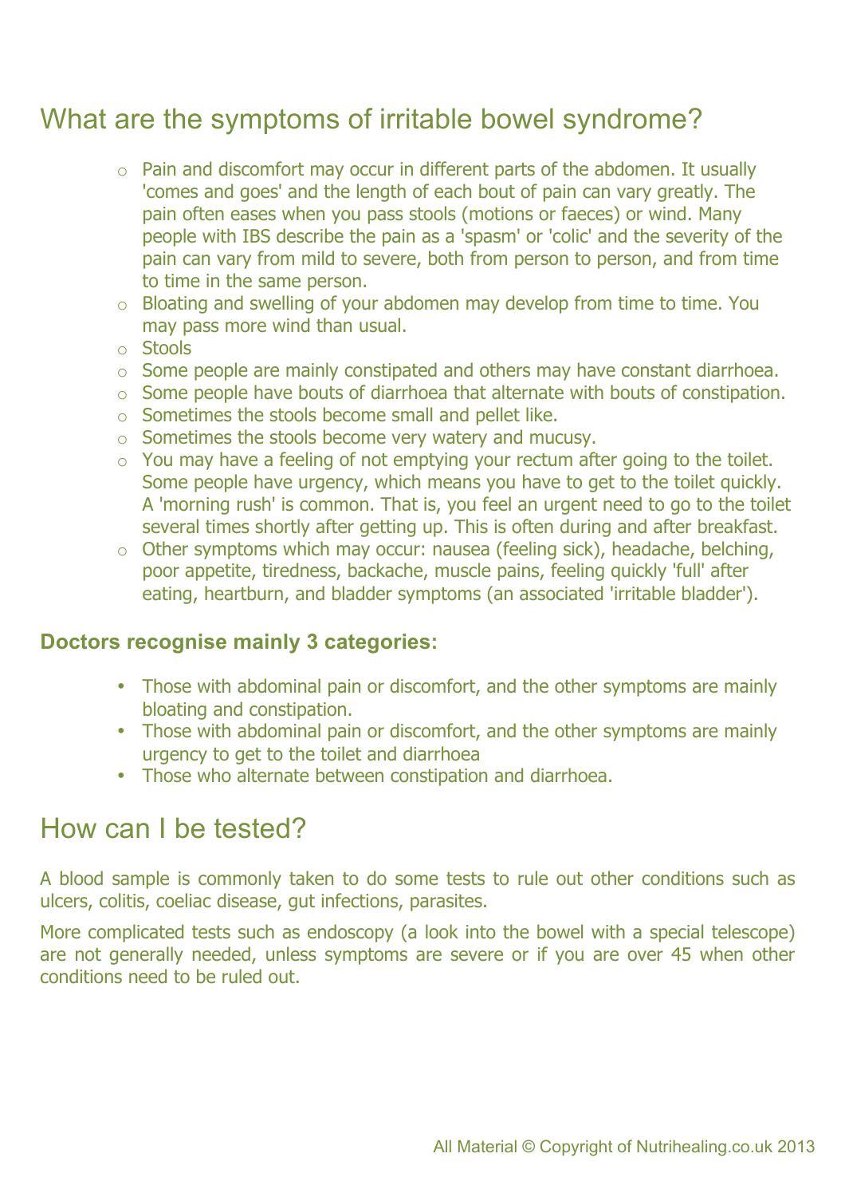## What are the symptoms of irritable bowel syndrome?

- Pain and discomfort may occur in different parts of the abdomen. It usually 'comes and goes' and the length of each bout of pain can vary greatly. The pain often eases when you pass stools (motions or faeces) or wind. Many people with IBS describe the pain as a 'spasm' or 'colic' and the severity of the pain can vary from mild to severe, both from person to person, and from time to time in the same person.
- Bloating and swelling of your abdomen may develop from time to time. You may pass more wind than usual.
- Stools
- Some people are mainly constipated and others may have constant diarrhoea.
- Some people have bouts of diarrhoea that alternate with bouts of constipation.
- Sometimes the stools become small and pellet like.
- Sometimes the stools become very watery and mucusy.
- You may have a feeling of not emptying your rectum after going to the toilet. Some people have urgency, which means you have to get to the toilet quickly. A 'morning rush' is common. That is, you feel an urgent need to go to the toilet several times shortly after getting up. This is often during and after breakfast.
- Other symptoms which may occur: nausea (feeling sick), headache, belching, poor appetite, tiredness, backache, muscle pains, feeling quickly 'full' after eating, heartburn, and bladder symptoms (an associated 'irritable bladder').

**Doctors recognise mainly 3 categories:**

- Those with abdominal pain or discomfort, and the other symptoms are mainly bloating and constipation.
- Those with abdominal pain or discomfort, and the other symptoms are mainly urgency to get to the toilet and diarrhoea
- Those who alternate between constipation and diarrhoea.

## How can I be tested?

A blood sample is commonly taken to do some tests to rule out other conditions such as ulcers, colitis, coeliac disease, gut infections, parasites.

More complicated tests such as endoscopy (a look into the bowel with a special telescope) are not generally needed, unless symptoms are severe or if you are over 45 when other conditions need to be ruled out.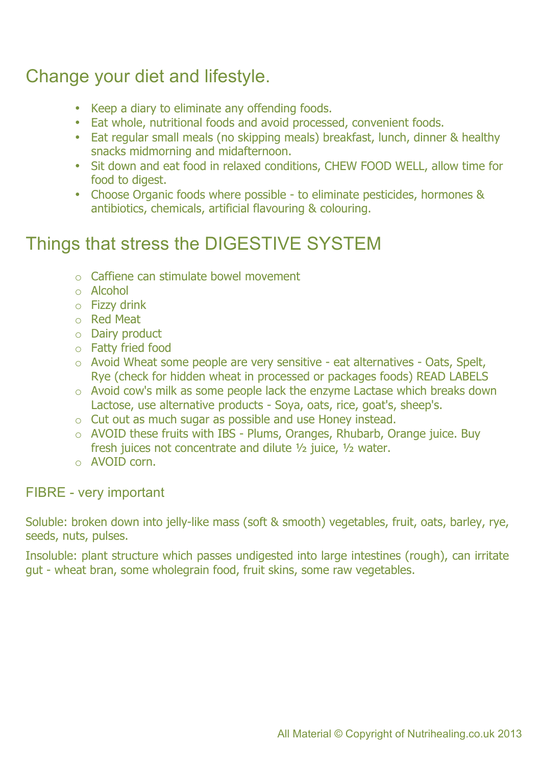## Change your diet and lifestyle.

- Keep a diary to eliminate any offending foods.
- Eat whole, nutritional foods and avoid processed, convenient foods.
- Eat regular small meals (no skipping meals) breakfast, lunch, dinner & healthy snacks midmorning and midafternoon.
- Sit down and eat food in relaxed conditions, CHEW FOOD WELL, allow time for food to digest.
- Choose Organic foods where possible - to eliminate pesticides, hormones & antibiotics, chemicals, artificial flavouring & colouring.

## Things that stress the DIGESTIVE SYSTEM

- Caffiene can stimulate bowel movement
- Alcohol
- Fizzy drink
- Red Meat
- Dairy product
- Fatty fried food
- Avoid Wheat some people are very sensitive - eat alternatives - Oats, Spelt, Rye (check for hidden wheat in processed or packages foods) READ LABELS
- Avoid cow's milk as some people lack the enzyme Lactase which breaks down Lactose, use alternative products - Soya, oats, rice, goat's, sheep's.
- Cut out as much sugar as possible and use Honey instead.
- AVOID these fruits with IBS - Plums, Oranges, Rhubarb, Orange juice. Buy fresh juices not concentrate and dilute ½ juice, ½ water.
- AVOID corn.

### FIBRE - very important

Soluble: broken down into jelly-like mass (soft & smooth) vegetables, fruit, oats, barley, rye, seeds, nuts, pulses.

Insoluble: plant structure which passes undigested into large intestines (rough), can irritate gut - wheat bran, some wholegrain food, fruit skins, some raw vegetables.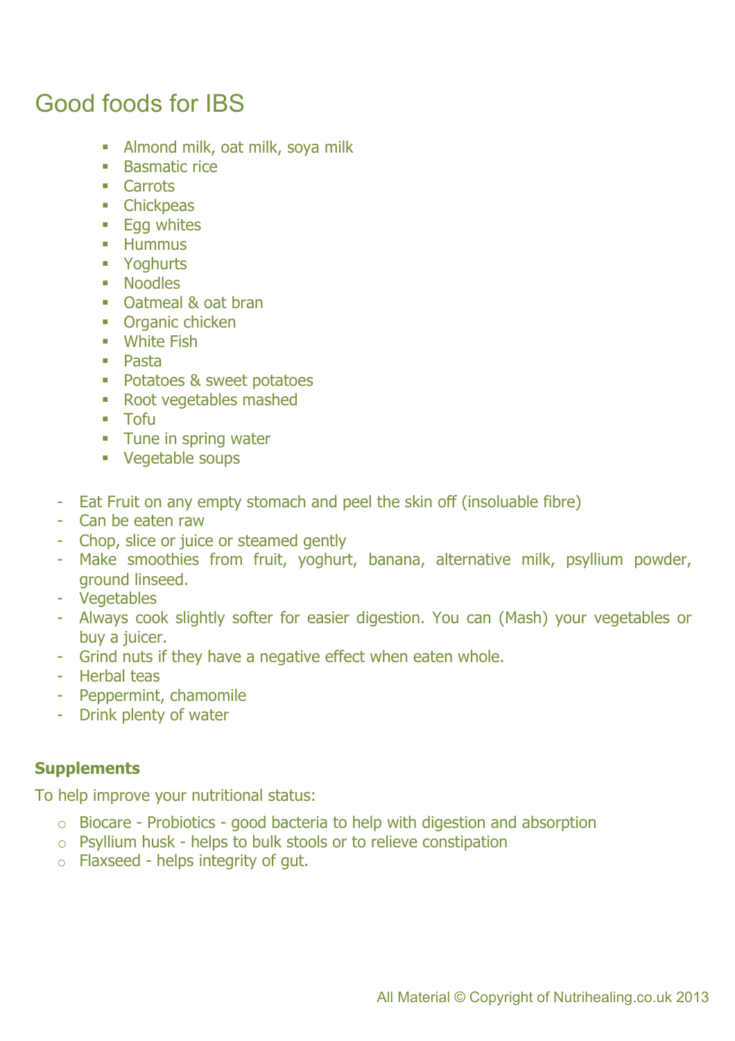## Good foods for IBS

- Almond milk, oat milk, soya milk
- Basmatic rice
- Carrots
- Chickpeas
- Egg whites
- Hummus
- Yoghurts
- Noodles
- Oatmeal & oat bran
- Organic chicken
- White Fish
- Pasta
- Potatoes & sweet potatoes
- Root vegetables mashed
- Tofu
- Tune in spring water
- Vegetable soups

- Eat Fruit on any empty stomach and peel the skin off (insoluable fibre)
- Can be eaten raw
- Chop, slice or juice or steamed gently
- Make smoothies from fruit, yoghurt, banana, alternative milk, psyllium powder, ground linseed.
- Vegetables
- Always cook slightly softer for easier digestion. You can (Mash) your vegetables or buy a juicer.
- Grind nuts if they have a negative effect when eaten whole.
- Herbal teas
- Peppermint, chamomile
- Drink plenty of water

**Supplements**

To help improve your nutritional status:

- Biocare - Probiotics - good bacteria to help with digestion and absorption
- Psyllium husk - helps to bulk stools or to relieve constipation
- Flaxseed - helps integrity of gut.

All Material © Copyright of Nutrihealing.co.uk 2013